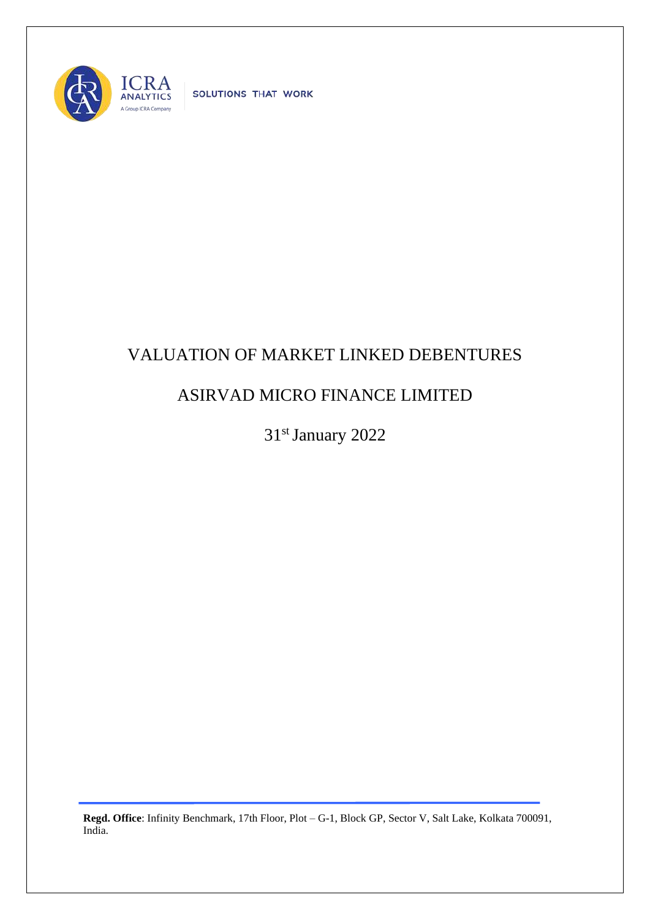ICRA ANALYTICS

A Group ICRA Company

SOLUTIONS THAT WORK

# VALUATION OF MARKET LINKED DEBENTURES

# ASIRVAD MICRO FINANCE LIMITED

31st January 2022

**Regd. Office**: Infinity Benchmark, 17th Floor, Plot – G-1, Block GP, Sector V, Salt Lake, Kolkata 700091, India.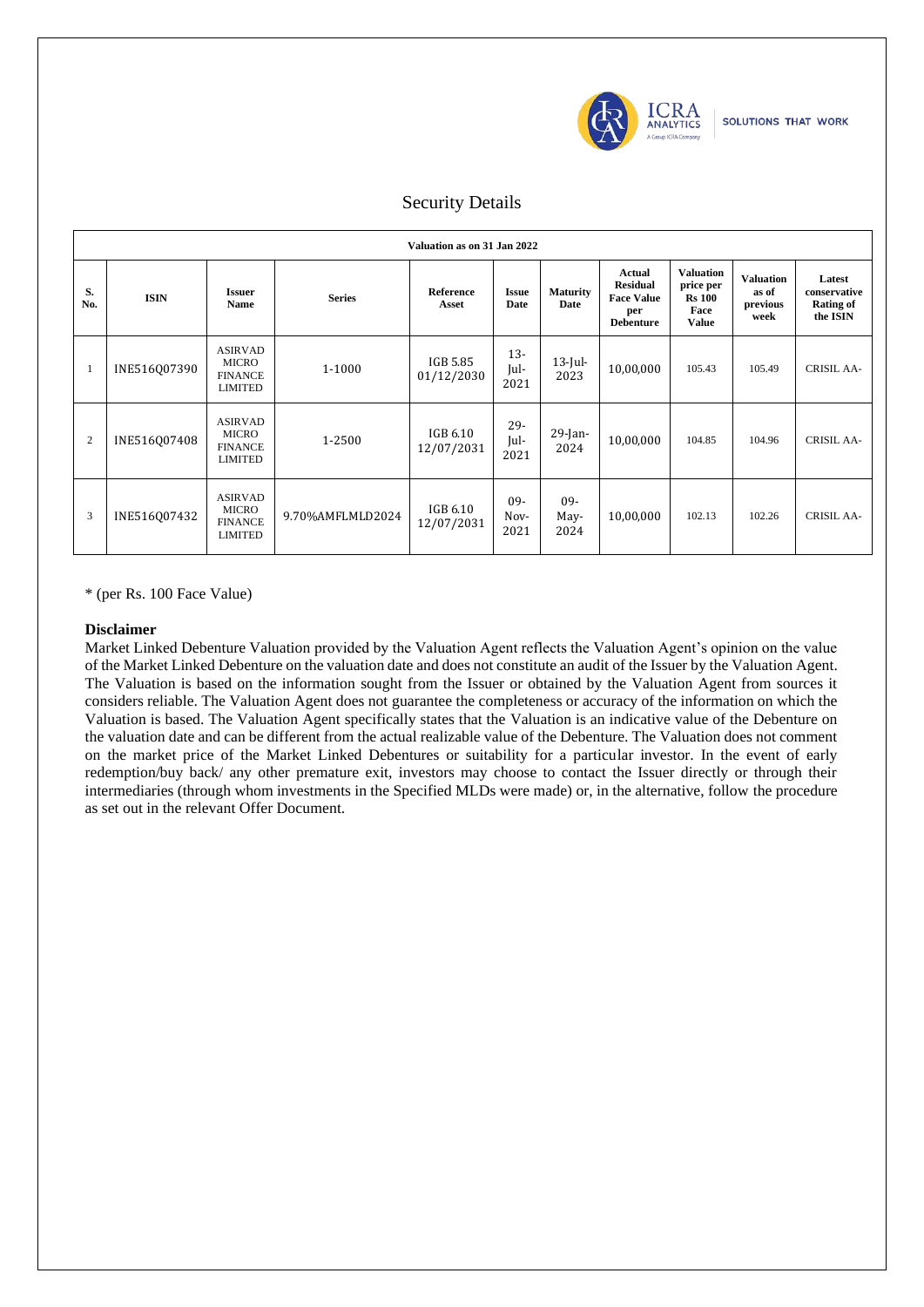# Security Details

| Valuation as on 31 Jan 2022 | | | | | | | | | | |
|---|---|---|---|---|---|---|---|---|---|---|
| **S. No.** | **ISIN** | **Issuer Name** | **Series** | **Reference Asset** | **Issue Date** | **Maturity Date** | **Actual Residual Face Value per Debenture** | **Valuation price per Rs 100 Face Value** | **Valuation as of previous week** | **Latest conservative Rating of the ISIN** |
| 1 | INE516Q07390 | ASIRVAD MICRO FINANCE LIMITED | 1-1000 | IGB 5.85 01/12/2030 | 13-Jul-2021 | 13-Jul-2023 | 10,00,000 | 105.43 | 105.49 | CRISIL AA- |
| 2 | INE516Q07408 | ASIRVAD MICRO FINANCE LIMITED | 1-2500 | IGB 6.10 12/07/2031 | 29-Jul-2021 | 29-Jan-2024 | 10,00,000 | 104.85 | 104.96 | CRISIL AA- |
| 3 | INE516Q07432 | ASIRVAD MICRO FINANCE LIMITED | 9.70%AMFLMLD2024 | IGB 6.10 12/07/2031 | 09-Nov-2021 | 09-May-2024 | 10,00,000 | 102.13 | 102.26 | CRISIL AA- |

* (per Rs. 100 Face Value)

**Disclaimer**

Market Linked Debenture Valuation provided by the Valuation Agent reflects the Valuation Agent's opinion on the value of the Market Linked Debenture on the valuation date and does not constitute an audit of the Issuer by the Valuation Agent. The Valuation is based on the information sought from the Issuer or obtained by the Valuation Agent from sources it considers reliable. The Valuation Agent does not guarantee the completeness or accuracy of the information on which the Valuation is based. The Valuation Agent specifically states that the Valuation is an indicative value of the Debenture on the valuation date and can be different from the actual realizable value of the Debenture. The Valuation does not comment on the market price of the Market Linked Debentures or suitability for a particular investor. In the event of early redemption/buy back/ any other premature exit, investors may choose to contact the Issuer directly or through their intermediaries (through whom investments in the Specified MLDs were made) or, in the alternative, follow the procedure as set out in the relevant Offer Document.